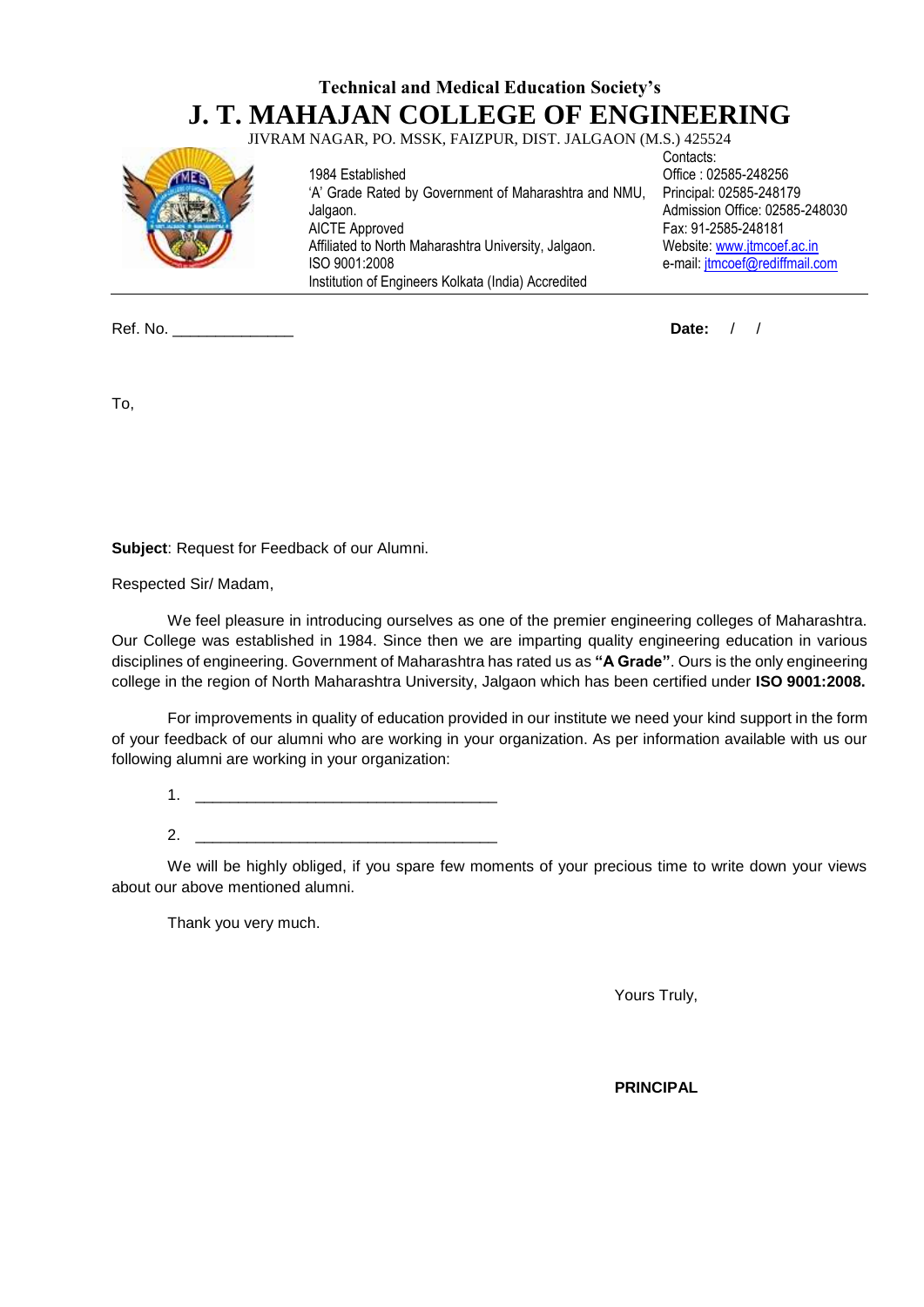**Technical and Medical Education Society's**

# J. T. MAHAJAN COLLEGE OF ENGINEERING

JIVRAM NAGAR, PO. MSSK, FAIZPUR, DIST. JALGAON (M.S.) 425524

1984 Established
'A' Grade Rated by Government of Maharashtra and NMU, Jalgaon.
AICTE Approved
Affiliated to North Maharashtra University, Jalgaon.
ISO 9001:2008
Institution of Engineers Kolkata (India) Accredited

Contacts:
Office : 02585-248256
Principal: 02585-248179
Admission Office: 02585-248030
Fax: 91-2585-248181
Website: www.jtmcoef.ac.in
e-mail: jtmcoef@rediffmail.com

---

Ref. No. ______________ **Date:** / /

To,

**Subject**: Request for Feedback of our Alumni.

Respected Sir/ Madam,

We feel pleasure in introducing ourselves as one of the premier engineering colleges of Maharashtra. Our College was established in 1984. Since then we are imparting quality engineering education in various disciplines of engineering. Government of Maharashtra has rated us as **"A Grade"**. Ours is the only engineering college in the region of North Maharashtra University, Jalgaon which has been certified under **ISO 9001:2008.**

For improvements in quality of education provided in our institute we need your kind support in the form of your feedback of our alumni who are working in your organization. As per information available with us our following alumni are working in your organization:

1. ___________________________________
2. ___________________________________

We will be highly obliged, if you spare few moments of your precious time to write down your views about our above mentioned alumni.

Thank you very much.

Yours Truly,

**PRINCIPAL**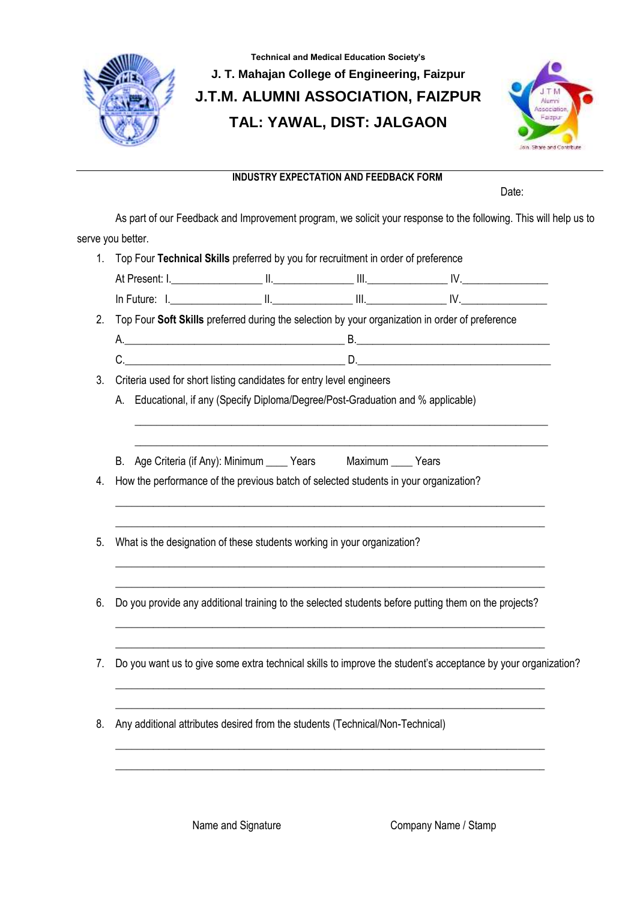Technical and Medical Education Society's

**J. T. Mahajan College of Engineering, Faizpur**

# J.T.M. ALUMNI ASSOCIATION, FAIZPUR

# TAL: YAWAL, DIST: JALGAON

JTM Alumni Association, Faizpur

Join. Share and Contribute

---

## INDUSTRY EXPECTATION AND FEEDBACK FORM

Date:

As part of our Feedback and Improvement program, we solicit your response to the following. This will help us to serve you better.

1. Top Four **Technical Skills** preferred by you for recruitment in order of preference

   At Present: I.________________ II.______________ III.______________ IV.________________

   In Future: I.________________ II.______________ III.______________ IV.________________

2. Top Four **Soft Skills** preferred during the selection by your organization in order of preference

   A.________________________________________ B.____________________________________

   C.________________________________________ D.____________________________________

3. Criteria used for short listing candidates for entry level engineers

   A. Educational, if any (Specify Diploma/Degree/Post-Graduation and % applicable)

   ____________________________________________________________________________

   ____________________________________________________________________________

   B. Age Criteria (if Any): Minimum ____ Years Maximum ____ Years

4. How the performance of the previous batch of selected students in your organization?

   ____________________________________________________________________________

   ____________________________________________________________________________

5. What is the designation of these students working in your organization?

   ____________________________________________________________________________

   ____________________________________________________________________________

6. Do you provide any additional training to the selected students before putting them on the projects?

   ____________________________________________________________________________

   ____________________________________________________________________________

7. Do you want us to give some extra technical skills to improve the student's acceptance by your organization?

   ____________________________________________________________________________

   ____________________________________________________________________________

8. Any additional attributes desired from the students (Technical/Non-Technical)

   ____________________________________________________________________________

   ____________________________________________________________________________

Name and Signature                                        Company Name / Stamp